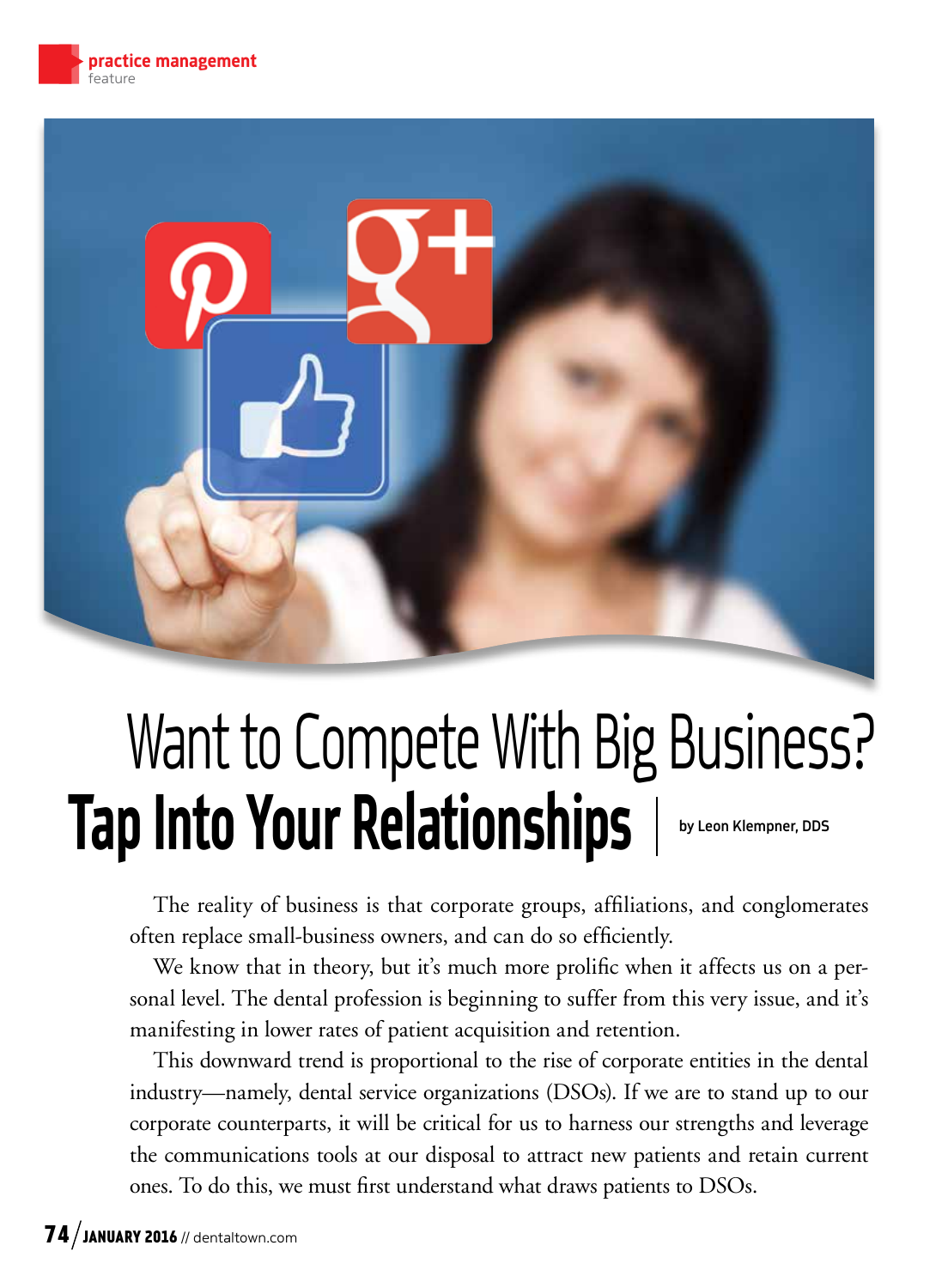practice management
feature

# Want to Compete With Big Business? Tap Into Your Relationships

by Leon Klempner, DDS

The reality of business is that corporate groups, affiliations, and conglomerates often replace small-business owners, and can do so efficiently.

We know that in theory, but it's much more prolific when it affects us on a personal level. The dental profession is beginning to suffer from this very issue, and it's manifesting in lower rates of patient acquisition and retention.

This downward trend is proportional to the rise of corporate entities in the dental industry—namely, dental service organizations (DSOs). If we are to stand up to our corporate counterparts, it will be critical for us to harness our strengths and leverage the communications tools at our disposal to attract new patients and retain current ones. To do this, we must first understand what draws patients to DSOs.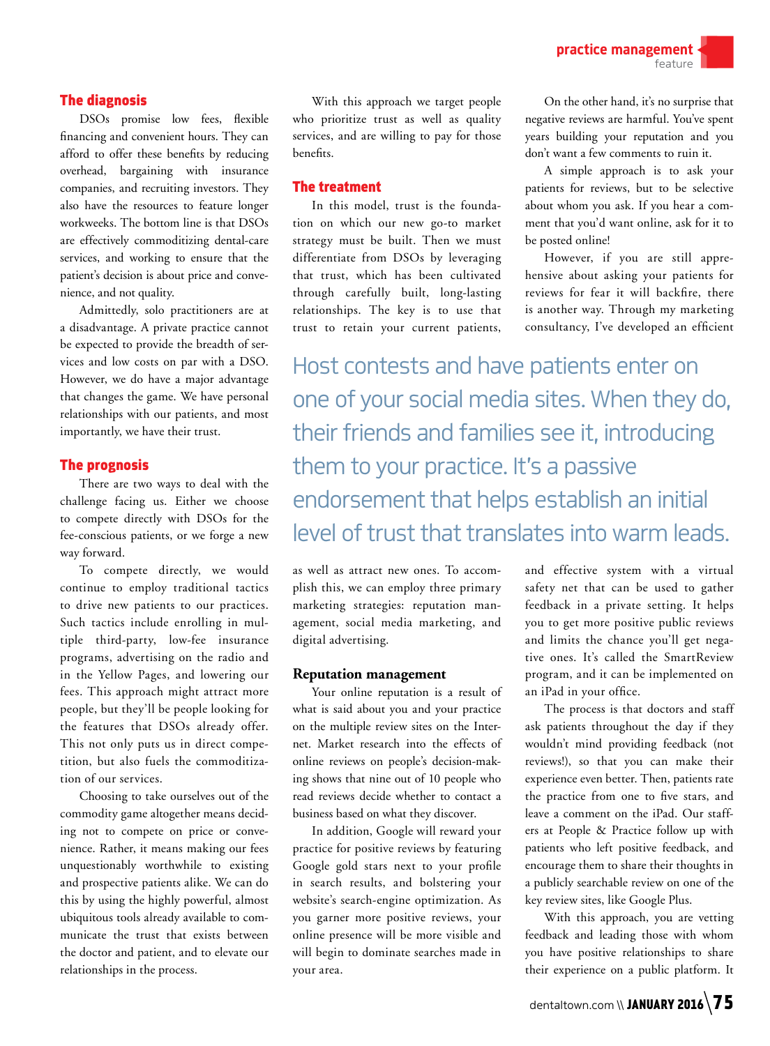## The diagnosis

DSOs promise low fees, flexible financing and convenient hours. They can afford to offer these benefits by reducing overhead, bargaining with insurance companies, and recruiting investors. They also have the resources to feature longer workweeks. The bottom line is that DSOs are effectively commoditizing dental-care services, and working to ensure that the patient's decision is about price and convenience, and not quality.

Admittedly, solo practitioners are at a disadvantage. A private practice cannot be expected to provide the breadth of services and low costs on par with a DSO. However, we do have a major advantage that changes the game. We have personal relationships with our patients, and most importantly, we have their trust.

## The prognosis

There are two ways to deal with the challenge facing us. Either we choose to compete directly with DSOs for the fee-conscious patients, or we forge a new way forward.

To compete directly, we would continue to employ traditional tactics to drive new patients to our practices. Such tactics include enrolling in multiple third-party, low-fee insurance programs, advertising on the radio and in the Yellow Pages, and lowering our fees. This approach might attract more people, but they'll be people looking for the features that DSOs already offer. This not only puts us in direct competition, but also fuels the commoditization of our services.

Choosing to take ourselves out of the commodity game altogether means deciding not to compete on price or convenience. Rather, it means making our fees unquestionably worthwhile to existing and prospective patients alike. We can do this by using the highly powerful, almost ubiquitous tools already available to communicate the trust that exists between the doctor and patient, and to elevate our relationships in the process.

With this approach we target people who prioritize trust as well as quality services, and are willing to pay for those benefits.

## The treatment

In this model, trust is the foundation on which our new go-to market strategy must be built. Then we must differentiate from DSOs by leveraging that trust, which has been cultivated through carefully built, long-lasting relationships. The key is to use that trust to retain your current patients, as well as attract new ones. To accomplish this, we can employ three primary marketing strategies: reputation management, social media marketing, and digital advertising.

> Host contests and have patients enter on one of your social media sites. When they do, their friends and families see it, introducing them to your practice. It's a passive endorsement that helps establish an initial level of trust that translates into warm leads.

### Reputation management

Your online reputation is a result of what is said about you and your practice on the multiple review sites on the Internet. Market research into the effects of online reviews on people's decision-making shows that nine out of 10 people who read reviews decide whether to contact a business based on what they discover.

In addition, Google will reward your practice for positive reviews by featuring Google gold stars next to your profile in search results, and bolstering your website's search-engine optimization. As you garner more positive reviews, your online presence will be more visible and will begin to dominate searches made in your area.

On the other hand, it's no surprise that negative reviews are harmful. You've spent years building your reputation and you don't want a few comments to ruin it.

A simple approach is to ask your patients for reviews, but to be selective about whom you ask. If you hear a comment that you'd want online, ask for it to be posted online!

However, if you are still apprehensive about asking your patients for reviews for fear it will backfire, there is another way. Through my marketing consultancy, I've developed an efficient and effective system with a virtual safety net that can be used to gather feedback in a private setting. It helps you to get more positive public reviews and limits the chance you'll get negative ones. It's called the SmartReview program, and it can be implemented on an iPad in your office.

The process is that doctors and staff ask patients throughout the day if they wouldn't mind providing feedback (not reviews!), so that you can make their experience even better. Then, patients rate the practice from one to five stars, and leave a comment on the iPad. Our staffers at People & Practice follow up with patients who left positive feedback, and encourage them to share their thoughts in a publicly searchable review on one of the key review sites, like Google Plus.

With this approach, you are vetting feedback and leading those with whom you have positive relationships to share their experience on a public platform. It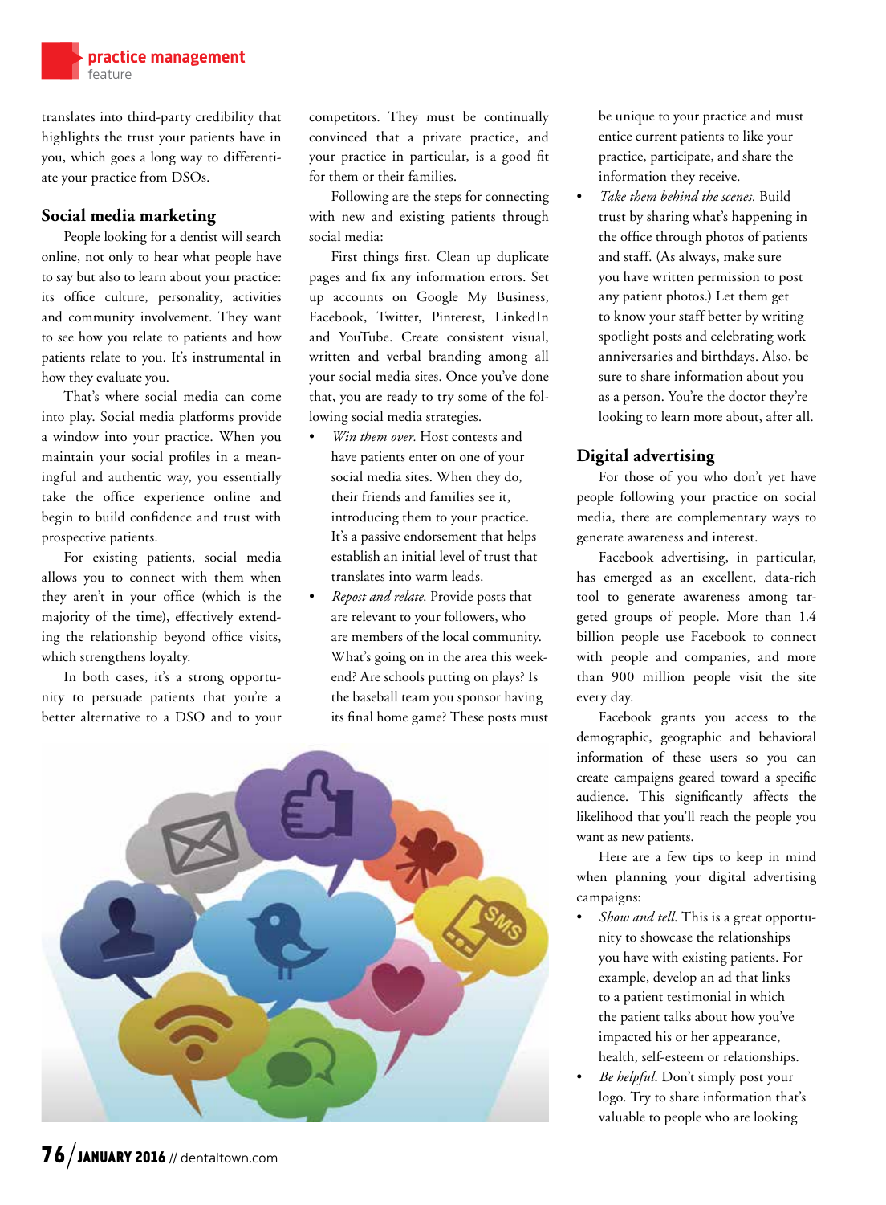translates into third-party credibility that highlights the trust your patients have in you, which goes a long way to differentiate your practice from DSOs.

## Social media marketing

People looking for a dentist will search online, not only to hear what people have to say but also to learn about your practice: its office culture, personality, activities and community involvement. They want to see how you relate to patients and how patients relate to you. It's instrumental in how they evaluate you.

That's where social media can come into play. Social media platforms provide a window into your practice. When you maintain your social profiles in a meaningful and authentic way, you essentially take the office experience online and begin to build confidence and trust with prospective patients.

For existing patients, social media allows you to connect with them when they aren't in your office (which is the majority of the time), effectively extending the relationship beyond office visits, which strengthens loyalty.

In both cases, it's a strong opportunity to persuade patients that you're a better alternative to a DSO and to your competitors. They must be continually convinced that a private practice, and your practice in particular, is a good fit for them or their families.

Following are the steps for connecting with new and existing patients through social media:

First things first. Clean up duplicate pages and fix any information errors. Set up accounts on Google My Business, Facebook, Twitter, Pinterest, LinkedIn and YouTube. Create consistent visual, written and verbal branding among all your social media sites. Once you've done that, you are ready to try some of the following social media strategies.

- *Win them over.* Host contests and have patients enter on one of your social media sites. When they do, their friends and families see it, introducing them to your practice. It's a passive endorsement that helps establish an initial level of trust that translates into warm leads.
- *Repost and relate.* Provide posts that are relevant to your followers, who are members of the local community. What's going on in the area this weekend? Are schools putting on plays? Is the baseball team you sponsor having its final home game? These posts must be unique to your practice and must entice current patients to like your practice, participate, and share the information they receive.
- *Take them behind the scenes.* Build trust by sharing what's happening in the office through photos of patients and staff. (As always, make sure you have written permission to post any patient photos.) Let them get to know your staff better by writing spotlight posts and celebrating work anniversaries and birthdays. Also, be sure to share information about you as a person. You're the doctor they're looking to learn more about, after all.

## Digital advertising

For those of you who don't yet have people following your practice on social media, there are complementary ways to generate awareness and interest.

Facebook advertising, in particular, has emerged as an excellent, data-rich tool to generate awareness among targeted groups of people. More than 1.4 billion people use Facebook to connect with people and companies, and more than 900 million people visit the site every day.

Facebook grants you access to the demographic, geographic and behavioral information of these users so you can create campaigns geared toward a specific audience. This significantly affects the likelihood that you'll reach the people you want as new patients.

Here are a few tips to keep in mind when planning your digital advertising campaigns:

- *Show and tell.* This is a great opportunity to showcase the relationships you have with existing patients. For example, develop an ad that links to a patient testimonial in which the patient talks about how you've impacted his or her appearance, health, self-esteem or relationships.
- *Be helpful.* Don't simply post your logo. Try to share information that's valuable to people who are looking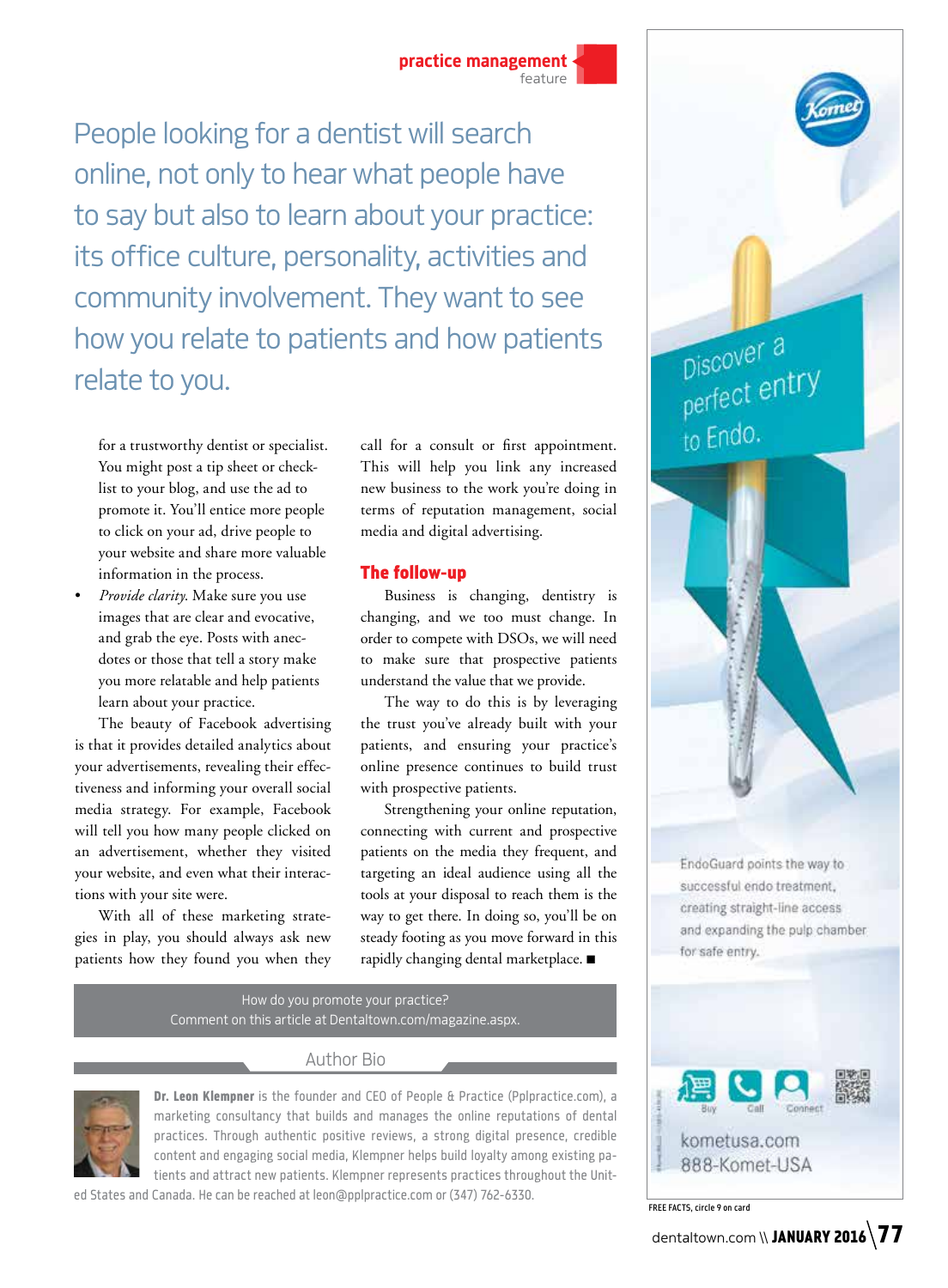People looking for a dentist will search online, not only to hear what people have to say but also to learn about your practice: its office culture, personality, activities and community involvement. They want to see how you relate to patients and how patients relate to you.

for a trustworthy dentist or specialist. You might post a tip sheet or checklist to your blog, and use the ad to promote it. You'll entice more people to click on your ad, drive people to your website and share more valuable information in the process.

- *Provide clarity.* Make sure you use images that are clear and evocative, and grab the eye. Posts with anecdotes or those that tell a story make you more relatable and help patients learn about your practice.

The beauty of Facebook advertising is that it provides detailed analytics about your advertisements, revealing their effectiveness and informing your overall social media strategy. For example, Facebook will tell you how many people clicked on an advertisement, whether they visited your website, and even what their interactions with your site were.

With all of these marketing strategies in play, you should always ask new patients how they found you when they call for a consult or first appointment. This will help you link any increased new business to the work you're doing in terms of reputation management, social media and digital advertising.

## The follow-up

Business is changing, dentistry is changing, and we too must change. In order to compete with DSOs, we will need to make sure that prospective patients understand the value that we provide.

The way to do this is by leveraging the trust you've already built with your patients, and ensuring your practice's online presence continues to build trust with prospective patients.

Strengthening your online reputation, connecting with current and prospective patients on the media they frequent, and targeting an ideal audience using all the tools at your disposal to reach them is the way to get there. In doing so, you'll be on steady footing as you move forward in this rapidly changing dental marketplace. ■

How do you promote your practice?
Comment on this article at Dentaltown.com/magazine.aspx.

### Author Bio

**Dr. Leon Klempner** is the founder and CEO of People & Practice (Pplpractice.com), a marketing consultancy that builds and manages the online reputations of dental practices. Through authentic positive reviews, a strong digital presence, credible content and engaging social media, Klempner helps build loyalty among existing patients and attract new patients. Klempner represents practices throughout the United States and Canada. He can be reached at leon@pplpractice.com or (347) 762-6330.

Komet

Discover a perfect entry to Endo.

EndoGuard points the way to successful endo treatment, creating straight-line access and expanding the pulp chamber for safe entry.

Buy Call Connect

kometusa.com
888-Komet-USA

FREE FACTS, circle 9 on card